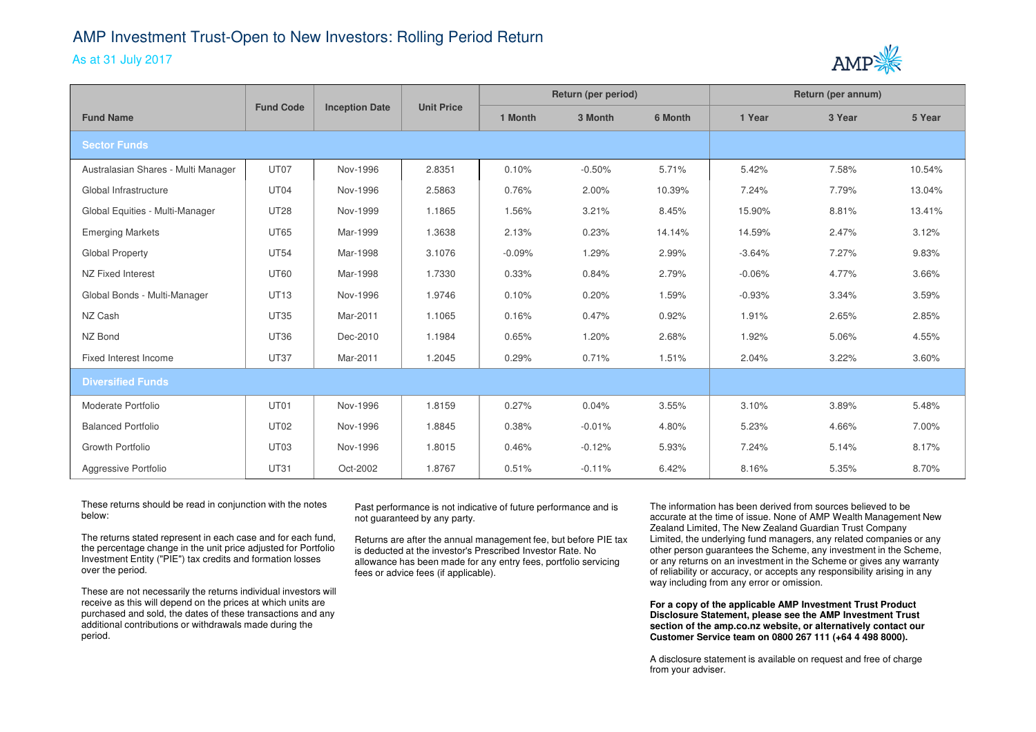# AMP Investment Trust-Open to New Investors: Rolling Period Return

As at 31 July 2017

| Fund Name | Fund Code | Inception Date | Unit Price | Return (per period) | | | Return (per annum) | | |
|---|---|---|---|---|---|---|---|---|---|
| | | | | 1 Month | 3 Month | 6 Month | 1 Year | 3 Year | 5 Year |
| **Sector Funds** | | | | | | | | | |
| Australasian Shares - Multi Manager | UT07 | Nov-1996 | 2.8351 | 0.10% | -0.50% | 5.71% | 5.42% | 7.58% | 10.54% |
| Global Infrastructure | UT04 | Nov-1996 | 2.5863 | 0.76% | 2.00% | 10.39% | 7.24% | 7.79% | 13.04% |
| Global Equities - Multi-Manager | UT28 | Nov-1999 | 1.1865 | 1.56% | 3.21% | 8.45% | 15.90% | 8.81% | 13.41% |
| Emerging Markets | UT65 | Mar-1999 | 1.3638 | 2.13% | 0.23% | 14.14% | 14.59% | 2.47% | 3.12% |
| Global Property | UT54 | Mar-1998 | 3.1076 | -0.09% | 1.29% | 2.99% | -3.64% | 7.27% | 9.83% |
| NZ Fixed Interest | UT60 | Mar-1998 | 1.7330 | 0.33% | 0.84% | 2.79% | -0.06% | 4.77% | 3.66% |
| Global Bonds - Multi-Manager | UT13 | Nov-1996 | 1.9746 | 0.10% | 0.20% | 1.59% | -0.93% | 3.34% | 3.59% |
| NZ Cash | UT35 | Mar-2011 | 1.1065 | 0.16% | 0.47% | 0.92% | 1.91% | 2.65% | 2.85% |
| NZ Bond | UT36 | Dec-2010 | 1.1984 | 0.65% | 1.20% | 2.68% | 1.92% | 5.06% | 4.55% |
| Fixed Interest Income | UT37 | Mar-2011 | 1.2045 | 0.29% | 0.71% | 1.51% | 2.04% | 3.22% | 3.60% |
| **Diversified Funds** | | | | | | | | | |
| Moderate Portfolio | UT01 | Nov-1996 | 1.8159 | 0.27% | 0.04% | 3.55% | 3.10% | 3.89% | 5.48% |
| Balanced Portfolio | UT02 | Nov-1996 | 1.8845 | 0.38% | -0.01% | 4.80% | 5.23% | 4.66% | 7.00% |
| Growth Portfolio | UT03 | Nov-1996 | 1.8015 | 0.46% | -0.12% | 5.93% | 7.24% | 5.14% | 8.17% |
| Aggressive Portfolio | UT31 | Oct-2002 | 1.8767 | 0.51% | -0.11% | 6.42% | 8.16% | 5.35% | 8.70% |

These returns should be read in conjunction with the notes below:

The returns stated represent in each case and for each fund, the percentage change in the unit price adjusted for Portfolio Investment Entity ("PIE") tax credits and formation losses over the period.

These are not necessarily the returns individual investors will receive as this will depend on the prices at which units are purchased and sold, the dates of these transactions and any additional contributions or withdrawals made during the period.

Past performance is not indicative of future performance and is not guaranteed by any party.

Returns are after the annual management fee, but before PIE tax is deducted at the investor's Prescribed Investor Rate. No allowance has been made for any entry fees, portfolio servicing fees or advice fees (if applicable).

The information has been derived from sources believed to be accurate at the time of issue. None of AMP Wealth Management New Zealand Limited, The New Zealand Guardian Trust Company Limited, the underlying fund managers, any related companies or any other person guarantees the Scheme, any investment in the Scheme, or any returns on an investment in the Scheme or gives any warranty of reliability or accuracy, or accepts any responsibility arising in any way including from any error or omission.

**For a copy of the applicable AMP Investment Trust Product Disclosure Statement, please see the AMP Investment Trust section of the amp.co.nz website, or alternatively contact our Customer Service team on 0800 267 111 (+64 4 498 8000).**

A disclosure statement is available on request and free of charge from your adviser.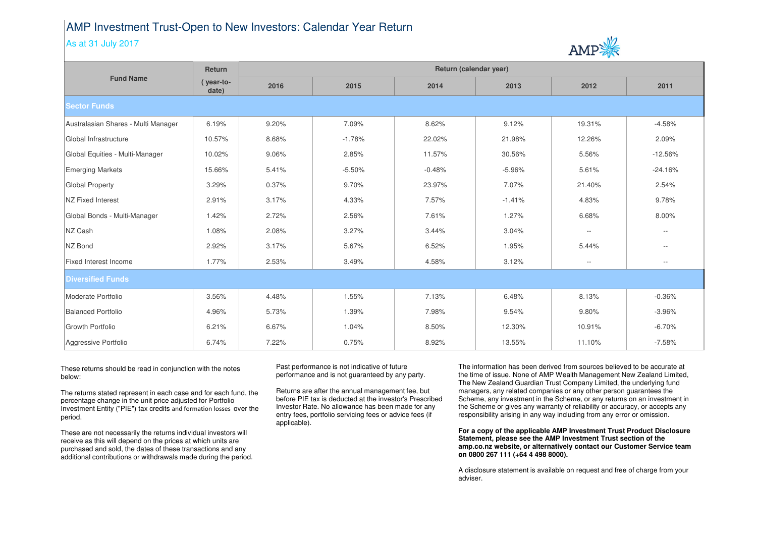# AMP Investment Trust-Open to New Investors: Calendar Year Return

## As at 31 July 2017

| Fund Name | Return (year-to-date) | Return (calendar year) | | | | | |
|---|---|---|---|---|---|---|---|
| | | 2016 | 2015 | 2014 | 2013 | 2012 | 2011 |
| **Sector Funds** | | | | | | | |
| Australasian Shares - Multi Manager | 6.19% | 9.20% | 7.09% | 8.62% | 9.12% | 19.31% | -4.58% |
| Global Infrastructure | 10.57% | 8.68% | -1.78% | 22.02% | 21.98% | 12.26% | 2.09% |
| Global Equities - Multi-Manager | 10.02% | 9.06% | 2.85% | 11.57% | 30.56% | 5.56% | -12.56% |
| Emerging Markets | 15.66% | 5.41% | -5.50% | -0.48% | -5.96% | 5.61% | -24.16% |
| Global Property | 3.29% | 0.37% | 9.70% | 23.97% | 7.07% | 21.40% | 2.54% |
| NZ Fixed Interest | 2.91% | 3.17% | 4.33% | 7.57% | -1.41% | 4.83% | 9.78% |
| Global Bonds - Multi-Manager | 1.42% | 2.72% | 2.56% | 7.61% | 1.27% | 6.68% | 8.00% |
| NZ Cash | 1.08% | 2.08% | 3.27% | 3.44% | 3.04% | -- | -- |
| NZ Bond | 2.92% | 3.17% | 5.67% | 6.52% | 1.95% | 5.44% | -- |
| Fixed Interest Income | 1.77% | 2.53% | 3.49% | 4.58% | 3.12% | -- | -- |
| **Diversified Funds** | | | | | | | |
| Moderate Portfolio | 3.56% | 4.48% | 1.55% | 7.13% | 6.48% | 8.13% | -0.36% |
| Balanced Portfolio | 4.96% | 5.73% | 1.39% | 7.98% | 9.54% | 9.80% | -3.96% |
| Growth Portfolio | 6.21% | 6.67% | 1.04% | 8.50% | 12.30% | 10.91% | -6.70% |
| Aggressive Portfolio | 6.74% | 7.22% | 0.75% | 8.92% | 13.55% | 11.10% | -7.58% |

These returns should be read in conjunction with the notes below:

The returns stated represent in each case and for each fund, the percentage change in the unit price adjusted for Portfolio Investment Entity ("PIE") tax credits and formation losses over the period.

These are not necessarily the returns individual investors will receive as this will depend on the prices at which units are purchased and sold, the dates of these transactions and any additional contributions or withdrawals made during the period.

Past performance is not indicative of future performance and is not guaranteed by any party.

Returns are after the annual management fee, but before PIE tax is deducted at the investor's Prescribed Investor Rate. No allowance has been made for any entry fees, portfolio servicing fees or advice fees (if applicable).

The information has been derived from sources believed to be accurate at the time of issue. None of AMP Wealth Management New Zealand Limited, The New Zealand Guardian Trust Company Limited, the underlying fund managers, any related companies or any other person guarantees the Scheme, any investment in the Scheme, or any returns on an investment in the Scheme or gives any warranty of reliability or accuracy, or accepts any responsibility arising in any way including from any error or omission.

**For a copy of the applicable AMP Investment Trust Product Disclosure Statement, please see the AMP Investment Trust section of the amp.co.nz website, or alternatively contact our Customer Service team on 0800 267 111 (+64 4 498 8000).**

A disclosure statement is available on request and free of charge from your adviser.